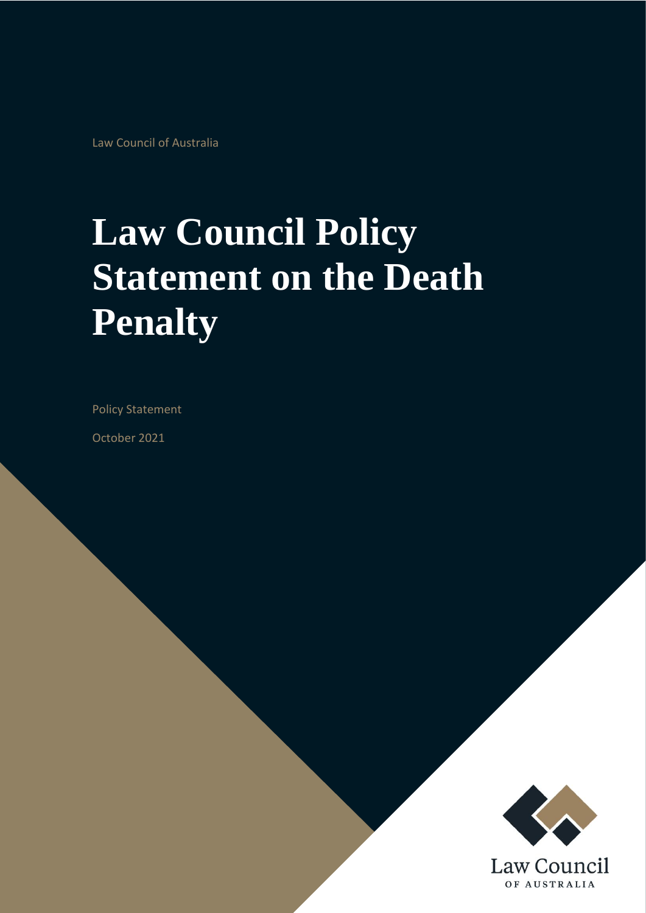Law Council of Australia

# Law Council Policy Statement on the Death Penalty

Policy Statement

October 2021

Law Council
OF AUSTRALIA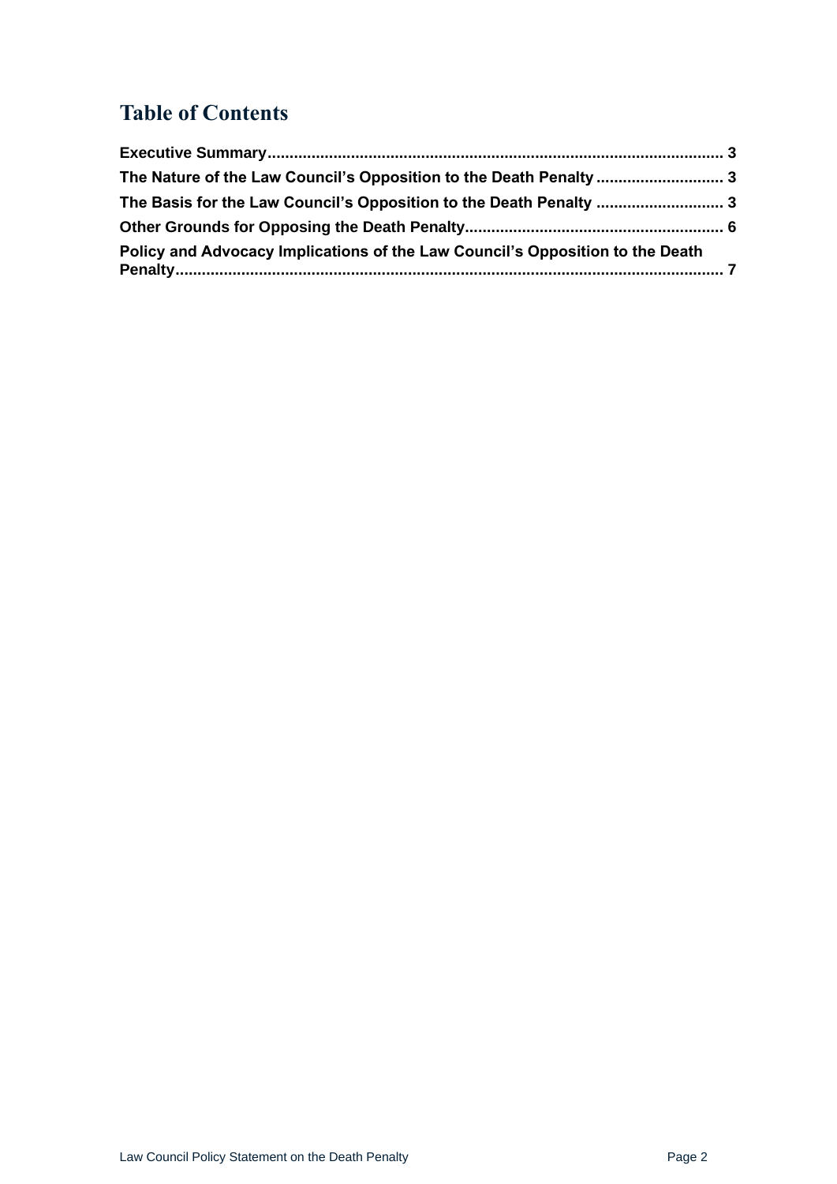# Table of Contents

**Executive Summary** ..... 3

**The Nature of the Law Council's Opposition to the Death Penalty** ..... 3

**The Basis for the Law Council's Opposition to the Death Penalty** ..... 3

**Other Grounds for Opposing the Death Penalty** ..... 6

**Policy and Advocacy Implications of the Law Council's Opposition to the Death Penalty** ..... 7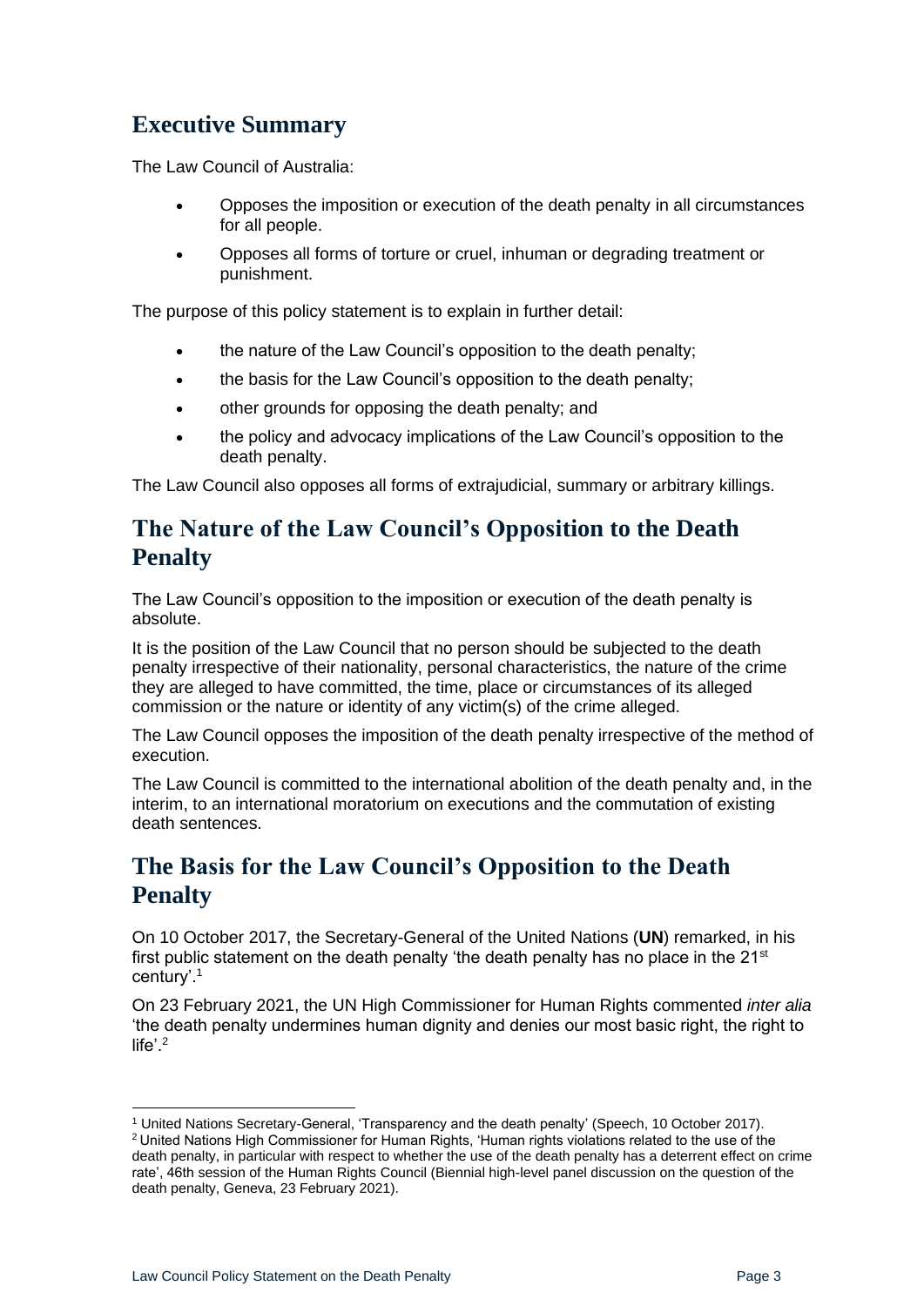## Executive Summary

The Law Council of Australia:

- Opposes the imposition or execution of the death penalty in all circumstances for all people.
- Opposes all forms of torture or cruel, inhuman or degrading treatment or punishment.

The purpose of this policy statement is to explain in further detail:

- the nature of the Law Council's opposition to the death penalty;
- the basis for the Law Council's opposition to the death penalty;
- other grounds for opposing the death penalty; and
- the policy and advocacy implications of the Law Council's opposition to the death penalty.

The Law Council also opposes all forms of extrajudicial, summary or arbitrary killings.

## The Nature of the Law Council's Opposition to the Death Penalty

The Law Council's opposition to the imposition or execution of the death penalty is absolute.

It is the position of the Law Council that no person should be subjected to the death penalty irrespective of their nationality, personal characteristics, the nature of the crime they are alleged to have committed, the time, place or circumstances of its alleged commission or the nature or identity of any victim(s) of the crime alleged.

The Law Council opposes the imposition of the death penalty irrespective of the method of execution.

The Law Council is committed to the international abolition of the death penalty and, in the interim, to an international moratorium on executions and the commutation of existing death sentences.

## The Basis for the Law Council's Opposition to the Death Penalty

On 10 October 2017, the Secretary-General of the United Nations (**UN**) remarked, in his first public statement on the death penalty 'the death penalty has no place in the 21st century'.[1]

On 23 February 2021, the UN High Commissioner for Human Rights commented *inter alia* 'the death penalty undermines human dignity and denies our most basic right, the right to life'.[2]

---

[1] United Nations Secretary-General, 'Transparency and the death penalty' (Speech, 10 October 2017).

[2] United Nations High Commissioner for Human Rights, 'Human rights violations related to the use of the death penalty, in particular with respect to whether the use of the death penalty has a deterrent effect on crime rate', 46th session of the Human Rights Council (Biennial high-level panel discussion on the question of the death penalty, Geneva, 23 February 2021).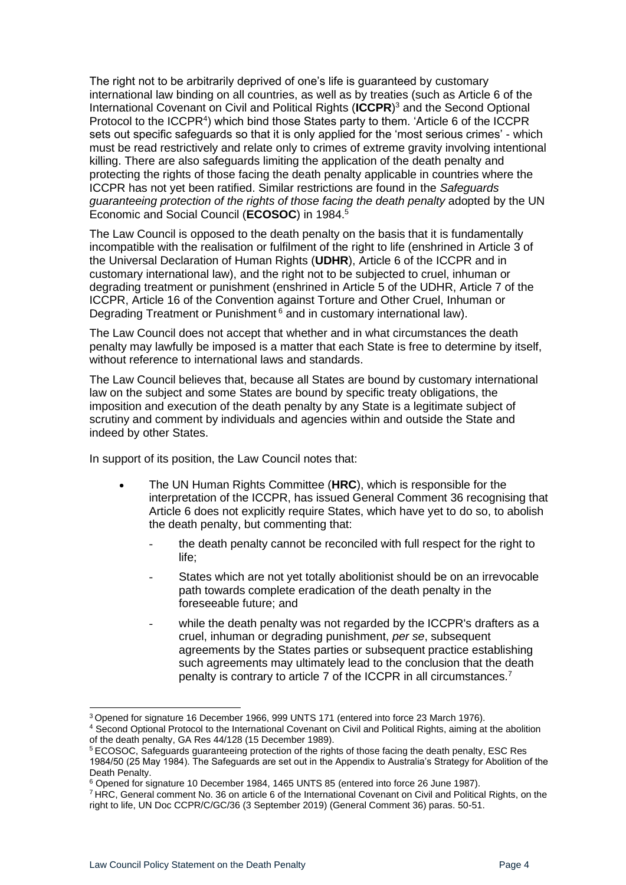The right not to be arbitrarily deprived of one's life is guaranteed by customary international law binding on all countries, as well as by treaties (such as Article 6 of the International Covenant on Civil and Political Rights (**ICCPR**)[3] and the Second Optional Protocol to the ICCPR[4]) which bind those States party to them. 'Article 6 of the ICCPR sets out specific safeguards so that it is only applied for the 'most serious crimes' - which must be read restrictively and relate only to crimes of extreme gravity involving intentional killing. There are also safeguards limiting the application of the death penalty and protecting the rights of those facing the death penalty applicable in countries where the ICCPR has not yet been ratified. Similar restrictions are found in the *Safeguards guaranteeing protection of the rights of those facing the death penalty* adopted by the UN Economic and Social Council (**ECOSOC**) in 1984.[5]

The Law Council is opposed to the death penalty on the basis that it is fundamentally incompatible with the realisation or fulfilment of the right to life (enshrined in Article 3 of the Universal Declaration of Human Rights (**UDHR**), Article 6 of the ICCPR and in customary international law), and the right not to be subjected to cruel, inhuman or degrading treatment or punishment (enshrined in Article 5 of the UDHR, Article 7 of the ICCPR, Article 16 of the Convention against Torture and Other Cruel, Inhuman or Degrading Treatment or Punishment[6] and in customary international law).

The Law Council does not accept that whether and in what circumstances the death penalty may lawfully be imposed is a matter that each State is free to determine by itself, without reference to international laws and standards.

The Law Council believes that, because all States are bound by customary international law on the subject and some States are bound by specific treaty obligations, the imposition and execution of the death penalty by any State is a legitimate subject of scrutiny and comment by individuals and agencies within and outside the State and indeed by other States.

In support of its position, the Law Council notes that:

- The UN Human Rights Committee (**HRC**), which is responsible for the interpretation of the ICCPR, has issued General Comment 36 recognising that Article 6 does not explicitly require States, which have yet to do so, to abolish the death penalty, but commenting that:
  - the death penalty cannot be reconciled with full respect for the right to life;
  - States which are not yet totally abolitionist should be on an irrevocable path towards complete eradication of the death penalty in the foreseeable future; and
  - while the death penalty was not regarded by the ICCPR's drafters as a cruel, inhuman or degrading punishment, *per se*, subsequent agreements by the States parties or subsequent practice establishing such agreements may ultimately lead to the conclusion that the death penalty is contrary to article 7 of the ICCPR in all circumstances.[7]

---

[3] Opened for signature 16 December 1966, 999 UNTS 171 (entered into force 23 March 1976).

[4] Second Optional Protocol to the International Covenant on Civil and Political Rights, aiming at the abolition of the death penalty, GA Res 44/128 (15 December 1989).

[5] ECOSOC, Safeguards guaranteeing protection of the rights of those facing the death penalty, ESC Res 1984/50 (25 May 1984). The Safeguards are set out in the Appendix to Australia's Strategy for Abolition of the Death Penalty.

[6] Opened for signature 10 December 1984, 1465 UNTS 85 (entered into force 26 June 1987).

[7] HRC, General comment No. 36 on article 6 of the International Covenant on Civil and Political Rights, on the right to life, UN Doc CCPR/C/GC/36 (3 September 2019) (General Comment 36) paras. 50-51.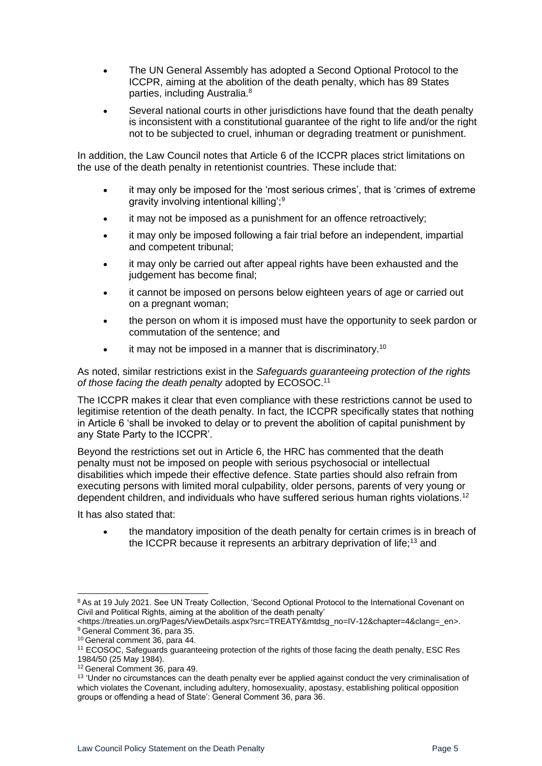- The UN General Assembly has adopted a Second Optional Protocol to the ICCPR, aiming at the abolition of the death penalty, which has 89 States parties, including Australia.[8]
- Several national courts in other jurisdictions have found that the death penalty is inconsistent with a constitutional guarantee of the right to life and/or the right not to be subjected to cruel, inhuman or degrading treatment or punishment.

In addition, the Law Council notes that Article 6 of the ICCPR places strict limitations on the use of the death penalty in retentionist countries. These include that:

- it may only be imposed for the 'most serious crimes', that is 'crimes of extreme gravity involving intentional killing';[9]
- it may not be imposed as a punishment for an offence retroactively;
- it may only be imposed following a fair trial before an independent, impartial and competent tribunal;
- it may only be carried out after appeal rights have been exhausted and the judgement has become final;
- it cannot be imposed on persons below eighteen years of age or carried out on a pregnant woman;
- the person on whom it is imposed must have the opportunity to seek pardon or commutation of the sentence; and
- it may not be imposed in a manner that is discriminatory.[10]

As noted, similar restrictions exist in the *Safeguards guaranteeing protection of the rights of those facing the death penalty* adopted by ECOSOC.[11]

The ICCPR makes it clear that even compliance with these restrictions cannot be used to legitimise retention of the death penalty. In fact, the ICCPR specifically states that nothing in Article 6 'shall be invoked to delay or to prevent the abolition of capital punishment by any State Party to the ICCPR'.

Beyond the restrictions set out in Article 6, the HRC has commented that the death penalty must not be imposed on people with serious psychosocial or intellectual disabilities which impede their effective defence. State parties should also refrain from executing persons with limited moral culpability, older persons, parents of very young or dependent children, and individuals who have suffered serious human rights violations.[12]

It has also stated that:

- the mandatory imposition of the death penalty for certain crimes is in breach of the ICCPR because it represents an arbitrary deprivation of life;[13] and

---

[8] As at 19 July 2021. See UN Treaty Collection, 'Second Optional Protocol to the International Covenant on Civil and Political Rights, aiming at the abolition of the death penalty' <https://treaties.un.org/Pages/ViewDetails.aspx?src=TREATY&mtdsg_no=IV-12&chapter=4&clang=_en>.

[9] General Comment 36, para 35.

[10] General comment 36, para 44.

[11] ECOSOC, Safeguards guaranteeing protection of the rights of those facing the death penalty, ESC Res 1984/50 (25 May 1984).

[12] General Comment 36, para 49.

[13] 'Under no circumstances can the death penalty ever be applied against conduct the very criminalisation of which violates the Covenant, including adultery, homosexuality, apostasy, establishing political opposition groups or offending a head of State': General Comment 36, para 36.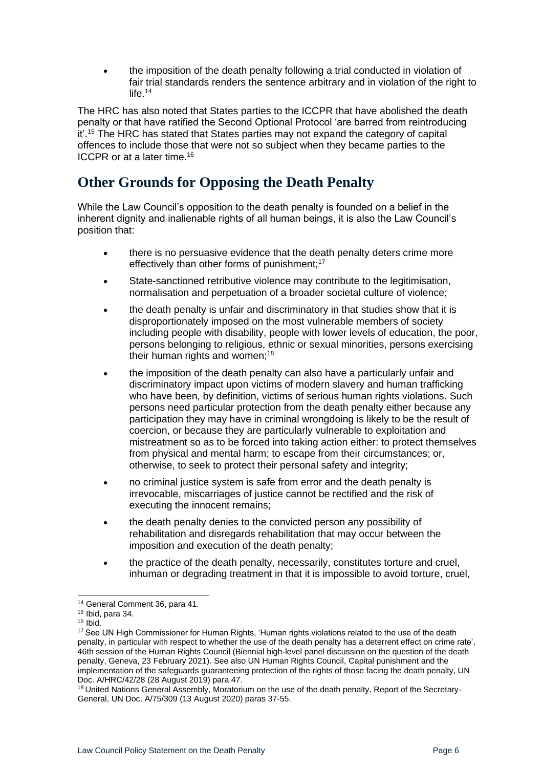- the imposition of the death penalty following a trial conducted in violation of fair trial standards renders the sentence arbitrary and in violation of the right to life.[14]

The HRC has also noted that States parties to the ICCPR that have abolished the death penalty or that have ratified the Second Optional Protocol 'are barred from reintroducing it'.[15] The HRC has stated that States parties may not expand the category of capital offences to include those that were not so subject when they became parties to the ICCPR or at a later time.[16]

## Other Grounds for Opposing the Death Penalty

While the Law Council's opposition to the death penalty is founded on a belief in the inherent dignity and inalienable rights of all human beings, it is also the Law Council's position that:

- there is no persuasive evidence that the death penalty deters crime more effectively than other forms of punishment;[17]
- State-sanctioned retributive violence may contribute to the legitimisation, normalisation and perpetuation of a broader societal culture of violence;
- the death penalty is unfair and discriminatory in that studies show that it is disproportionately imposed on the most vulnerable members of society including people with disability, people with lower levels of education, the poor, persons belonging to religious, ethnic or sexual minorities, persons exercising their human rights and women;[18]
- the imposition of the death penalty can also have a particularly unfair and discriminatory impact upon victims of modern slavery and human trafficking who have been, by definition, victims of serious human rights violations. Such persons need particular protection from the death penalty either because any participation they may have in criminal wrongdoing is likely to be the result of coercion, or because they are particularly vulnerable to exploitation and mistreatment so as to be forced into taking action either: to protect themselves from physical and mental harm; to escape from their circumstances; or, otherwise, to seek to protect their personal safety and integrity;
- no criminal justice system is safe from error and the death penalty is irrevocable, miscarriages of justice cannot be rectified and the risk of executing the innocent remains;
- the death penalty denies to the convicted person any possibility of rehabilitation and disregards rehabilitation that may occur between the imposition and execution of the death penalty;
- the practice of the death penalty, necessarily, constitutes torture and cruel, inhuman or degrading treatment in that it is impossible to avoid torture, cruel,

---

[14] General Comment 36, para 41.

[15] Ibid, para 34.

[16] Ibid.

[17] See UN High Commissioner for Human Rights, 'Human rights violations related to the use of the death penalty, in particular with respect to whether the use of the death penalty has a deterrent effect on crime rate', 46th session of the Human Rights Council (Biennial high-level panel discussion on the question of the death penalty, Geneva, 23 February 2021). See also UN Human Rights Council, Capital punishment and the implementation of the safeguards guaranteeing protection of the rights of those facing the death penalty, UN Doc. A/HRC/42/28 (28 August 2019) para 47.

[18] United Nations General Assembly, Moratorium on the use of the death penalty, Report of the Secretary-General, UN Doc. A/75/309 (13 August 2020) paras 37-55.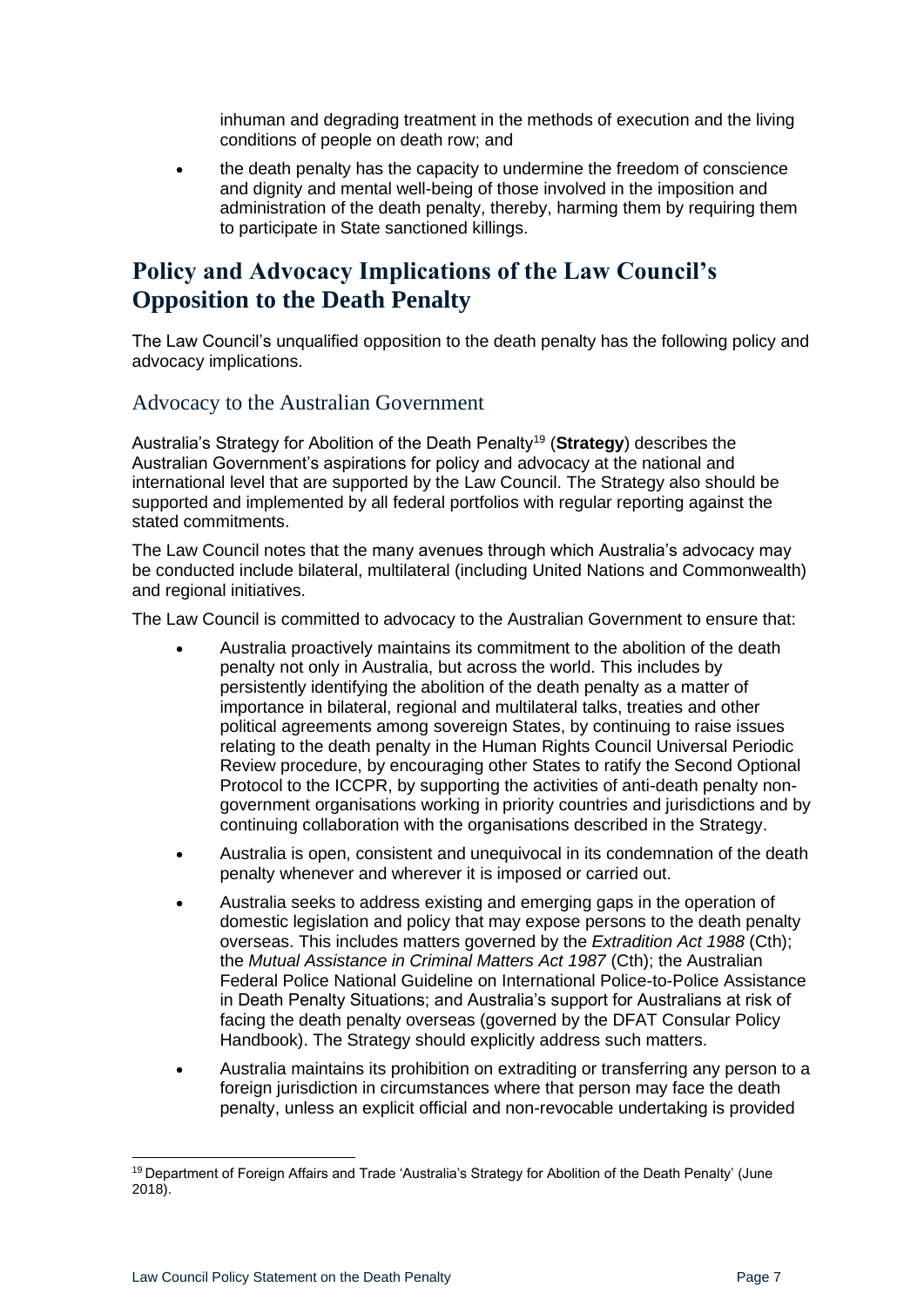inhuman and degrading treatment in the methods of execution and the living conditions of people on death row; and

- the death penalty has the capacity to undermine the freedom of conscience and dignity and mental well-being of those involved in the imposition and administration of the death penalty, thereby, harming them by requiring them to participate in State sanctioned killings.

# Policy and Advocacy Implications of the Law Council's Opposition to the Death Penalty

The Law Council's unqualified opposition to the death penalty has the following policy and advocacy implications.

## Advocacy to the Australian Government

Australia's Strategy for Abolition of the Death Penalty[19] (**Strategy**) describes the Australian Government's aspirations for policy and advocacy at the national and international level that are supported by the Law Council. The Strategy also should be supported and implemented by all federal portfolios with regular reporting against the stated commitments.

The Law Council notes that the many avenues through which Australia's advocacy may be conducted include bilateral, multilateral (including United Nations and Commonwealth) and regional initiatives.

The Law Council is committed to advocacy to the Australian Government to ensure that:

- Australia proactively maintains its commitment to the abolition of the death penalty not only in Australia, but across the world. This includes by persistently identifying the abolition of the death penalty as a matter of importance in bilateral, regional and multilateral talks, treaties and other political agreements among sovereign States, by continuing to raise issues relating to the death penalty in the Human Rights Council Universal Periodic Review procedure, by encouraging other States to ratify the Second Optional Protocol to the ICCPR, by supporting the activities of anti-death penalty non-government organisations working in priority countries and jurisdictions and by continuing collaboration with the organisations described in the Strategy.
- Australia is open, consistent and unequivocal in its condemnation of the death penalty whenever and wherever it is imposed or carried out.
- Australia seeks to address existing and emerging gaps in the operation of domestic legislation and policy that may expose persons to the death penalty overseas. This includes matters governed by the *Extradition Act 1988* (Cth); the *Mutual Assistance in Criminal Matters Act 1987* (Cth); the Australian Federal Police National Guideline on International Police-to-Police Assistance in Death Penalty Situations; and Australia's support for Australians at risk of facing the death penalty overseas (governed by the DFAT Consular Policy Handbook). The Strategy should explicitly address such matters.
- Australia maintains its prohibition on extraditing or transferring any person to a foreign jurisdiction in circumstances where that person may face the death penalty, unless an explicit official and non-revocable undertaking is provided

---

[19] Department of Foreign Affairs and Trade 'Australia's Strategy for Abolition of the Death Penalty' (June 2018).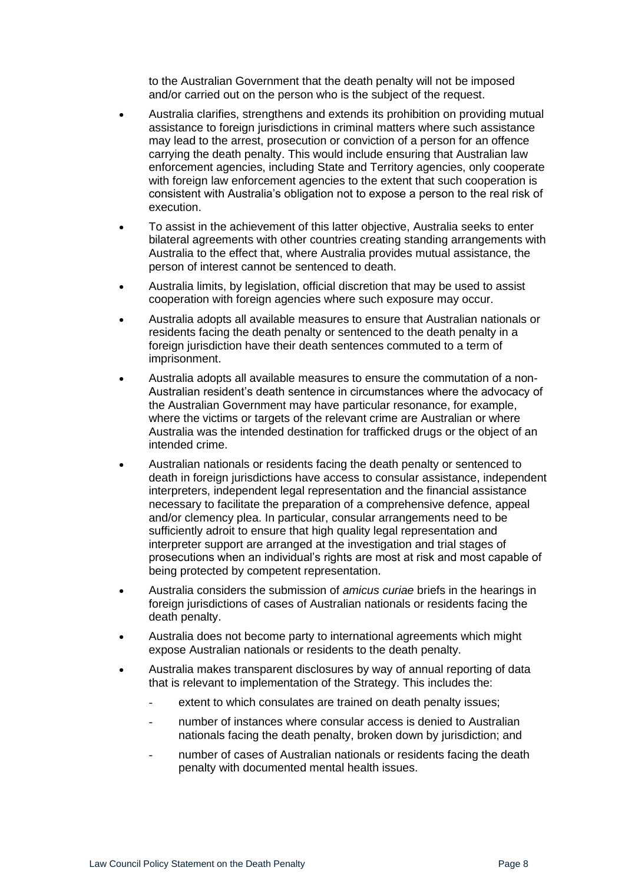to the Australian Government that the death penalty will not be imposed and/or carried out on the person who is the subject of the request.

- Australia clarifies, strengthens and extends its prohibition on providing mutual assistance to foreign jurisdictions in criminal matters where such assistance may lead to the arrest, prosecution or conviction of a person for an offence carrying the death penalty. This would include ensuring that Australian law enforcement agencies, including State and Territory agencies, only cooperate with foreign law enforcement agencies to the extent that such cooperation is consistent with Australia's obligation not to expose a person to the real risk of execution.
- To assist in the achievement of this latter objective, Australia seeks to enter bilateral agreements with other countries creating standing arrangements with Australia to the effect that, where Australia provides mutual assistance, the person of interest cannot be sentenced to death.
- Australia limits, by legislation, official discretion that may be used to assist cooperation with foreign agencies where such exposure may occur.
- Australia adopts all available measures to ensure that Australian nationals or residents facing the death penalty or sentenced to the death penalty in a foreign jurisdiction have their death sentences commuted to a term of imprisonment.
- Australia adopts all available measures to ensure the commutation of a non-Australian resident's death sentence in circumstances where the advocacy of the Australian Government may have particular resonance, for example, where the victims or targets of the relevant crime are Australian or where Australia was the intended destination for trafficked drugs or the object of an intended crime.
- Australian nationals or residents facing the death penalty or sentenced to death in foreign jurisdictions have access to consular assistance, independent interpreters, independent legal representation and the financial assistance necessary to facilitate the preparation of a comprehensive defence, appeal and/or clemency plea. In particular, consular arrangements need to be sufficiently adroit to ensure that high quality legal representation and interpreter support are arranged at the investigation and trial stages of prosecutions when an individual's rights are most at risk and most capable of being protected by competent representation.
- Australia considers the submission of *amicus curiae* briefs in the hearings in foreign jurisdictions of cases of Australian nationals or residents facing the death penalty.
- Australia does not become party to international agreements which might expose Australian nationals or residents to the death penalty.
- Australia makes transparent disclosures by way of annual reporting of data that is relevant to implementation of the Strategy. This includes the:
  - extent to which consulates are trained on death penalty issues;
  - number of instances where consular access is denied to Australian nationals facing the death penalty, broken down by jurisdiction; and
  - number of cases of Australian nationals or residents facing the death penalty with documented mental health issues.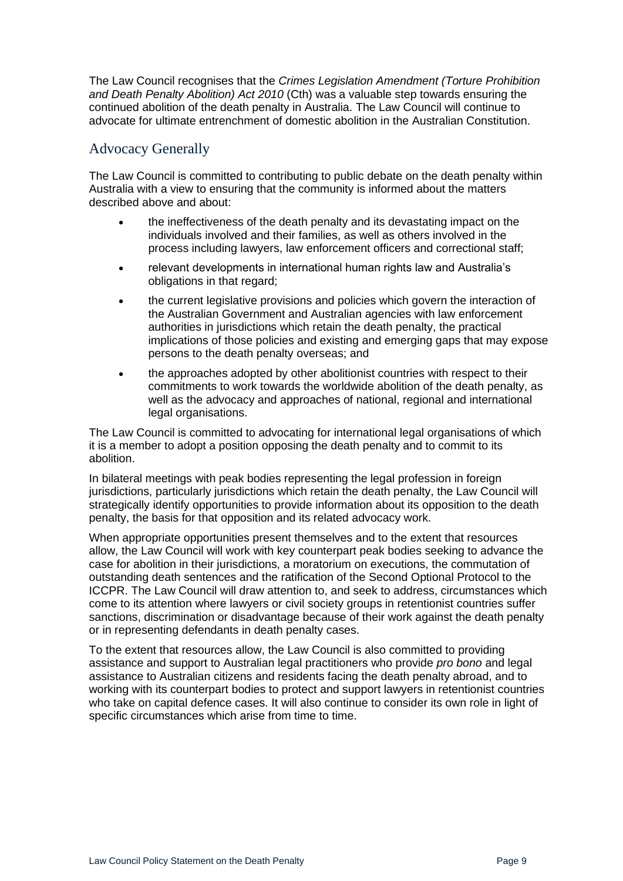The Law Council recognises that the *Crimes Legislation Amendment (Torture Prohibition and Death Penalty Abolition) Act 2010* (Cth) was a valuable step towards ensuring the continued abolition of the death penalty in Australia. The Law Council will continue to advocate for ultimate entrenchment of domestic abolition in the Australian Constitution.

## Advocacy Generally

The Law Council is committed to contributing to public debate on the death penalty within Australia with a view to ensuring that the community is informed about the matters described above and about:

- the ineffectiveness of the death penalty and its devastating impact on the individuals involved and their families, as well as others involved in the process including lawyers, law enforcement officers and correctional staff;
- relevant developments in international human rights law and Australia's obligations in that regard;
- the current legislative provisions and policies which govern the interaction of the Australian Government and Australian agencies with law enforcement authorities in jurisdictions which retain the death penalty, the practical implications of those policies and existing and emerging gaps that may expose persons to the death penalty overseas; and
- the approaches adopted by other abolitionist countries with respect to their commitments to work towards the worldwide abolition of the death penalty, as well as the advocacy and approaches of national, regional and international legal organisations.

The Law Council is committed to advocating for international legal organisations of which it is a member to adopt a position opposing the death penalty and to commit to its abolition.

In bilateral meetings with peak bodies representing the legal profession in foreign jurisdictions, particularly jurisdictions which retain the death penalty, the Law Council will strategically identify opportunities to provide information about its opposition to the death penalty, the basis for that opposition and its related advocacy work.

When appropriate opportunities present themselves and to the extent that resources allow, the Law Council will work with key counterpart peak bodies seeking to advance the case for abolition in their jurisdictions, a moratorium on executions, the commutation of outstanding death sentences and the ratification of the Second Optional Protocol to the ICCPR. The Law Council will draw attention to, and seek to address, circumstances which come to its attention where lawyers or civil society groups in retentionist countries suffer sanctions, discrimination or disadvantage because of their work against the death penalty or in representing defendants in death penalty cases.

To the extent that resources allow, the Law Council is also committed to providing assistance and support to Australian legal practitioners who provide *pro bono* and legal assistance to Australian citizens and residents facing the death penalty abroad, and to working with its counterpart bodies to protect and support lawyers in retentionist countries who take on capital defence cases. It will also continue to consider its own role in light of specific circumstances which arise from time to time.